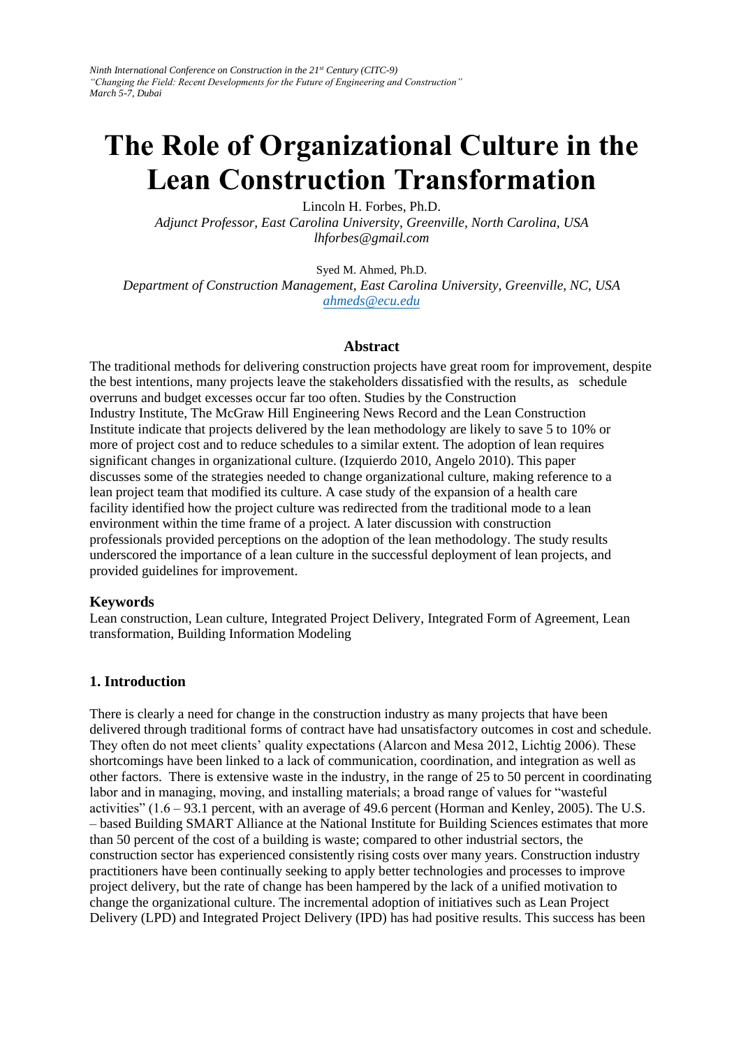*Ninth International Conference on Construction in the 21st Century (CITC-9)*
*"Changing the Field: Recent Developments for the Future of Engineering and Construction"*
*March 5-7, Dubai*

# The Role of Organizational Culture in the Lean Construction Transformation

Lincoln H. Forbes, Ph.D.
*Adjunct Professor, East Carolina University, Greenville, North Carolina, USA*
*lhforbes@gmail.com*

Syed M. Ahmed, Ph.D.
*Department of Construction Management, East Carolina University, Greenville, NC, USA*
*ahmeds@ecu.edu*

## Abstract

The traditional methods for delivering construction projects have great room for improvement, despite the best intentions, many projects leave the stakeholders dissatisfied with the results, as schedule overruns and budget excesses occur far too often. Studies by the Construction Industry Institute, The McGraw Hill Engineering News Record and the Lean Construction Institute indicate that projects delivered by the lean methodology are likely to save 5 to 10% or more of project cost and to reduce schedules to a similar extent. The adoption of lean requires significant changes in organizational culture. (Izquierdo 2010, Angelo 2010). This paper discusses some of the strategies needed to change organizational culture, making reference to a lean project team that modified its culture. A case study of the expansion of a health care facility identified how the project culture was redirected from the traditional mode to a lean environment within the time frame of a project. A later discussion with construction professionals provided perceptions on the adoption of the lean methodology. The study results underscored the importance of a lean culture in the successful deployment of lean projects, and provided guidelines for improvement.

### Keywords

Lean construction, Lean culture, Integrated Project Delivery, Integrated Form of Agreement, Lean transformation, Building Information Modeling

## 1. Introduction

There is clearly a need for change in the construction industry as many projects that have been delivered through traditional forms of contract have had unsatisfactory outcomes in cost and schedule. They often do not meet clients' quality expectations (Alarcon and Mesa 2012, Lichtig 2006). These shortcomings have been linked to a lack of communication, coordination, and integration as well as other factors. There is extensive waste in the industry, in the range of 25 to 50 percent in coordinating labor and in managing, moving, and installing materials; a broad range of values for "wasteful activities" (1.6 – 93.1 percent, with an average of 49.6 percent (Horman and Kenley, 2005). The U.S. – based Building SMART Alliance at the National Institute for Building Sciences estimates that more than 50 percent of the cost of a building is waste; compared to other industrial sectors, the construction sector has experienced consistently rising costs over many years. Construction industry practitioners have been continually seeking to apply better technologies and processes to improve project delivery, but the rate of change has been hampered by the lack of a unified motivation to change the organizational culture. The incremental adoption of initiatives such as Lean Project Delivery (LPD) and Integrated Project Delivery (IPD) has had positive results. This success has been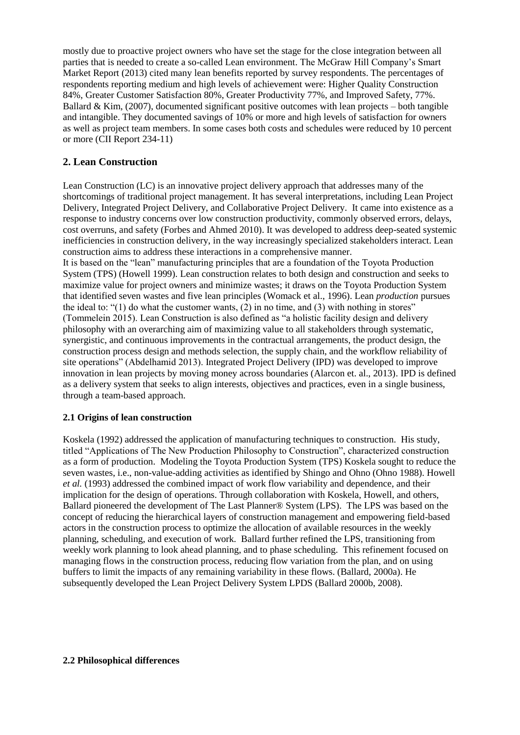mostly due to proactive project owners who have set the stage for the close integration between all parties that is needed to create a so-called Lean environment. The McGraw Hill Company's Smart Market Report (2013) cited many lean benefits reported by survey respondents. The percentages of respondents reporting medium and high levels of achievement were: Higher Quality Construction 84%, Greater Customer Satisfaction 80%, Greater Productivity 77%, and Improved Safety, 77%. Ballard & Kim, (2007), documented significant positive outcomes with lean projects – both tangible and intangible. They documented savings of 10% or more and high levels of satisfaction for owners as well as project team members. In some cases both costs and schedules were reduced by 10 percent or more (CII Report 234-11)

## 2. Lean Construction

Lean Construction (LC) is an innovative project delivery approach that addresses many of the shortcomings of traditional project management. It has several interpretations, including Lean Project Delivery, Integrated Project Delivery, and Collaborative Project Delivery. It came into existence as a response to industry concerns over low construction productivity, commonly observed errors, delays, cost overruns, and safety (Forbes and Ahmed 2010). It was developed to address deep-seated systemic inefficiencies in construction delivery, in the way increasingly specialized stakeholders interact. Lean construction aims to address these interactions in a comprehensive manner.

It is based on the "lean" manufacturing principles that are a foundation of the Toyota Production System (TPS) (Howell 1999). Lean construction relates to both design and construction and seeks to maximize value for project owners and minimize wastes; it draws on the Toyota Production System that identified seven wastes and five lean principles (Womack et al., 1996). Lean *production* pursues the ideal to: "(1) do what the customer wants, (2) in no time, and (3) with nothing in stores" (Tommelein 2015). Lean Construction is also defined as "a holistic facility design and delivery philosophy with an overarching aim of maximizing value to all stakeholders through systematic, synergistic, and continuous improvements in the contractual arrangements, the product design, the construction process design and methods selection, the supply chain, and the workflow reliability of site operations" (Abdelhamid 2013). Integrated Project Delivery (IPD) was developed to improve innovation in lean projects by moving money across boundaries (Alarcon et. al., 2013). IPD is defined as a delivery system that seeks to align interests, objectives and practices, even in a single business, through a team-based approach.

### 2.1 Origins of lean construction

Koskela (1992) addressed the application of manufacturing techniques to construction. His study, titled "Applications of The New Production Philosophy to Construction", characterized construction as a form of production. Modeling the Toyota Production System (TPS) Koskela sought to reduce the seven wastes, i.e., non-value-adding activities as identified by Shingo and Ohno (Ohno 1988). Howell *et al.* (1993) addressed the combined impact of work flow variability and dependence, and their implication for the design of operations. Through collaboration with Koskela, Howell, and others, Ballard pioneered the development of The Last Planner® System (LPS). The LPS was based on the concept of reducing the hierarchical layers of construction management and empowering field-based actors in the construction process to optimize the allocation of available resources in the weekly planning, scheduling, and execution of work. Ballard further refined the LPS, transitioning from weekly work planning to look ahead planning, and to phase scheduling. This refinement focused on managing flows in the construction process, reducing flow variation from the plan, and on using buffers to limit the impacts of any remaining variability in these flows. (Ballard, 2000a). He subsequently developed the Lean Project Delivery System LPDS (Ballard 2000b, 2008).

### 2.2 Philosophical differences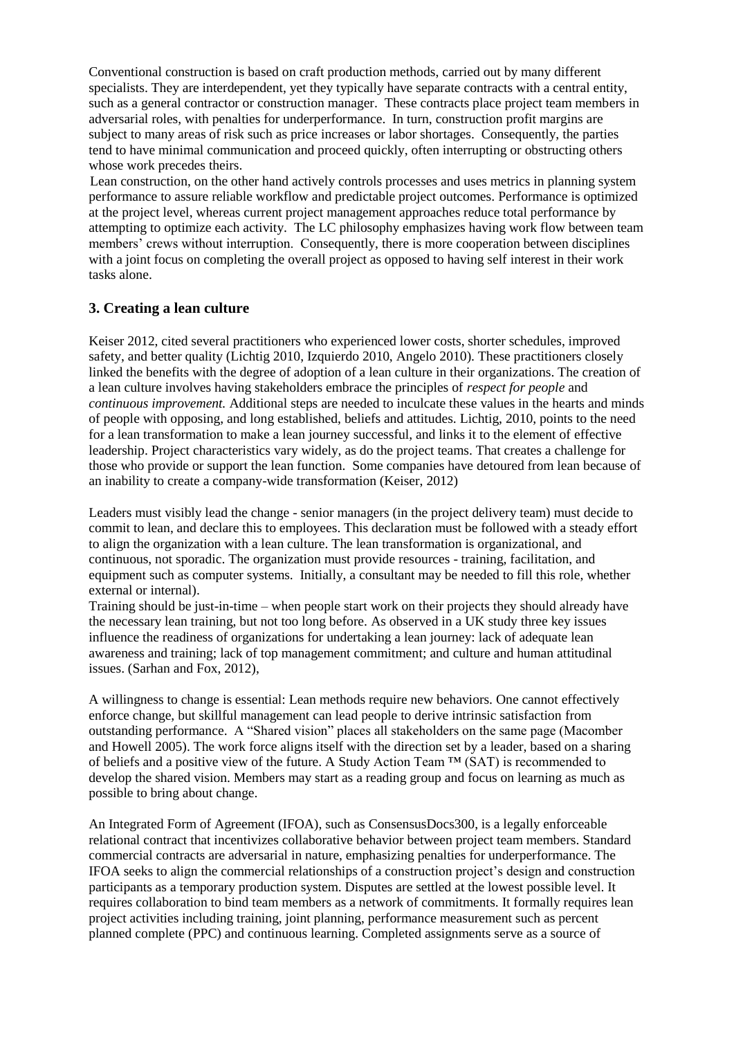Conventional construction is based on craft production methods, carried out by many different specialists. They are interdependent, yet they typically have separate contracts with a central entity, such as a general contractor or construction manager. These contracts place project team members in adversarial roles, with penalties for underperformance. In turn, construction profit margins are subject to many areas of risk such as price increases or labor shortages. Consequently, the parties tend to have minimal communication and proceed quickly, often interrupting or obstructing others whose work precedes theirs.

Lean construction, on the other hand actively controls processes and uses metrics in planning system performance to assure reliable workflow and predictable project outcomes. Performance is optimized at the project level, whereas current project management approaches reduce total performance by attempting to optimize each activity. The LC philosophy emphasizes having work flow between team members' crews without interruption. Consequently, there is more cooperation between disciplines with a joint focus on completing the overall project as opposed to having self interest in their work tasks alone.

## 3. Creating a lean culture

Keiser 2012, cited several practitioners who experienced lower costs, shorter schedules, improved safety, and better quality (Lichtig 2010, Izquierdo 2010, Angelo 2010). These practitioners closely linked the benefits with the degree of adoption of a lean culture in their organizations. The creation of a lean culture involves having stakeholders embrace the principles of *respect for people* and *continuous improvement.* Additional steps are needed to inculcate these values in the hearts and minds of people with opposing, and long established, beliefs and attitudes. Lichtig, 2010, points to the need for a lean transformation to make a lean journey successful, and links it to the element of effective leadership. Project characteristics vary widely, as do the project teams. That creates a challenge for those who provide or support the lean function. Some companies have detoured from lean because of an inability to create a company-wide transformation (Keiser, 2012)

Leaders must visibly lead the change - senior managers (in the project delivery team) must decide to commit to lean, and declare this to employees. This declaration must be followed with a steady effort to align the organization with a lean culture. The lean transformation is organizational, and continuous, not sporadic. The organization must provide resources - training, facilitation, and equipment such as computer systems. Initially, a consultant may be needed to fill this role, whether external or internal).

Training should be just-in-time – when people start work on their projects they should already have the necessary lean training, but not too long before. As observed in a UK study three key issues influence the readiness of organizations for undertaking a lean journey: lack of adequate lean awareness and training; lack of top management commitment; and culture and human attitudinal issues. (Sarhan and Fox, 2012),

A willingness to change is essential: Lean methods require new behaviors. One cannot effectively enforce change, but skillful management can lead people to derive intrinsic satisfaction from outstanding performance. A "Shared vision" places all stakeholders on the same page (Macomber and Howell 2005). The work force aligns itself with the direction set by a leader, based on a sharing of beliefs and a positive view of the future. A Study Action Team ™ (SAT) is recommended to develop the shared vision. Members may start as a reading group and focus on learning as much as possible to bring about change.

An Integrated Form of Agreement (IFOA), such as ConsensusDocs300, is a legally enforceable relational contract that incentivizes collaborative behavior between project team members. Standard commercial contracts are adversarial in nature, emphasizing penalties for underperformance. The IFOA seeks to align the commercial relationships of a construction project's design and construction participants as a temporary production system. Disputes are settled at the lowest possible level. It requires collaboration to bind team members as a network of commitments. It formally requires lean project activities including training, joint planning, performance measurement such as percent planned complete (PPC) and continuous learning. Completed assignments serve as a source of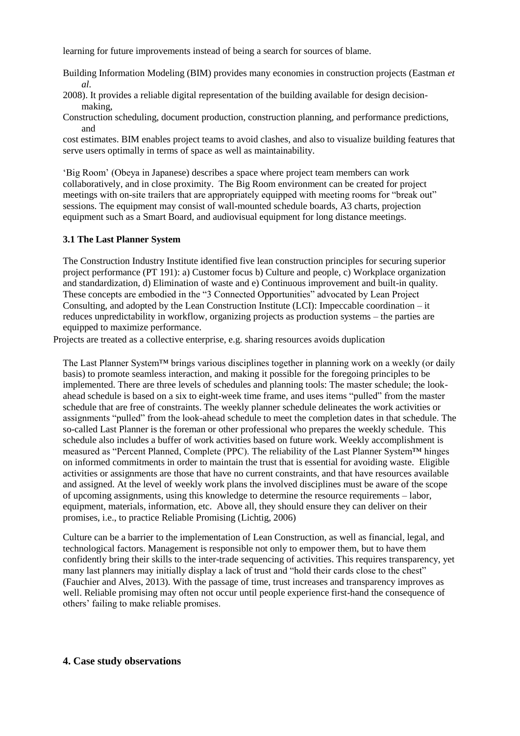learning for future improvements instead of being a search for sources of blame.

Building Information Modeling (BIM) provides many economies in construction projects (Eastman *et al*. 2008). It provides a reliable digital representation of the building available for design decision-making, Construction scheduling, document production, construction planning, and performance predictions, and cost estimates. BIM enables project teams to avoid clashes, and also to visualize building features that serve users optimally in terms of space as well as maintainability.

'Big Room' (Obeya in Japanese) describes a space where project team members can work collaboratively, and in close proximity. The Big Room environment can be created for project meetings with on-site trailers that are appropriately equipped with meeting rooms for "break out" sessions. The equipment may consist of wall-mounted schedule boards, A3 charts, projection equipment such as a Smart Board, and audiovisual equipment for long distance meetings.

### 3.1 The Last Planner System

The Construction Industry Institute identified five lean construction principles for securing superior project performance (PT 191): a) Customer focus b) Culture and people, c) Workplace organization and standardization, d) Elimination of waste and e) Continuous improvement and built-in quality. These concepts are embodied in the "3 Connected Opportunities" advocated by Lean Project Consulting, and adopted by the Lean Construction Institute (LCI): Impeccable coordination – it reduces unpredictability in workflow, organizing projects as production systems – the parties are equipped to maximize performance.

Projects are treated as a collective enterprise, e.g. sharing resources avoids duplication

The Last Planner System™ brings various disciplines together in planning work on a weekly (or daily basis) to promote seamless interaction, and making it possible for the foregoing principles to be implemented. There are three levels of schedules and planning tools: The master schedule; the look-ahead schedule is based on a six to eight-week time frame, and uses items "pulled" from the master schedule that are free of constraints. The weekly planner schedule delineates the work activities or assignments "pulled" from the look-ahead schedule to meet the completion dates in that schedule. The so-called Last Planner is the foreman or other professional who prepares the weekly schedule. This schedule also includes a buffer of work activities based on future work. Weekly accomplishment is measured as "Percent Planned, Complete (PPC). The reliability of the Last Planner System™ hinges on informed commitments in order to maintain the trust that is essential for avoiding waste. Eligible activities or assignments are those that have no current constraints, and that have resources available and assigned. At the level of weekly work plans the involved disciplines must be aware of the scope of upcoming assignments, using this knowledge to determine the resource requirements – labor, equipment, materials, information, etc. Above all, they should ensure they can deliver on their promises, i.e., to practice Reliable Promising (Lichtig, 2006)

Culture can be a barrier to the implementation of Lean Construction, as well as financial, legal, and technological factors. Management is responsible not only to empower them, but to have them confidently bring their skills to the inter-trade sequencing of activities. This requires transparency, yet many last planners may initially display a lack of trust and "hold their cards close to the chest" (Fauchier and Alves, 2013). With the passage of time, trust increases and transparency improves as well. Reliable promising may often not occur until people experience first-hand the consequence of others' failing to make reliable promises.

## 4. Case study observations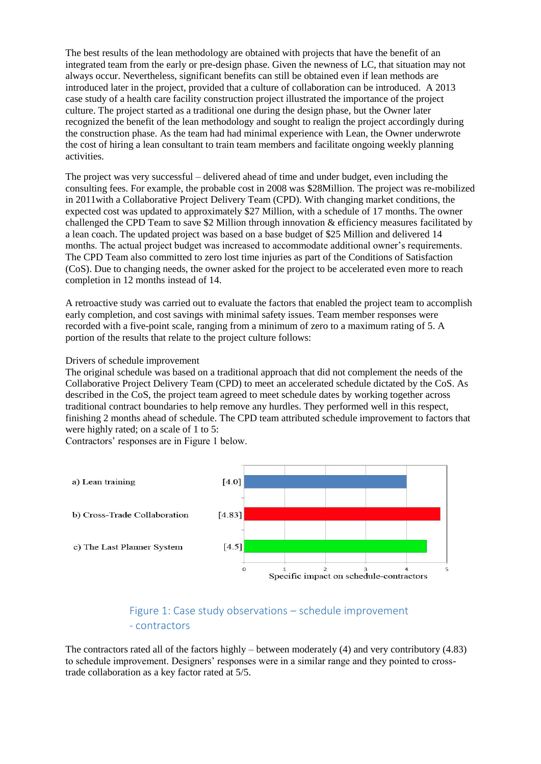The best results of the lean methodology are obtained with projects that have the benefit of an integrated team from the early or pre-design phase. Given the newness of LC, that situation may not always occur. Nevertheless, significant benefits can still be obtained even if lean methods are introduced later in the project, provided that a culture of collaboration can be introduced. A 2013 case study of a health care facility construction project illustrated the importance of the project culture. The project started as a traditional one during the design phase, but the Owner later recognized the benefit of the lean methodology and sought to realign the project accordingly during the construction phase. As the team had had minimal experience with Lean, the Owner underwrote the cost of hiring a lean consultant to train team members and facilitate ongoing weekly planning activities.

The project was very successful – delivered ahead of time and under budget, even including the consulting fees. For example, the probable cost in 2008 was $28Million. The project was re-mobilized in 2011with a Collaborative Project Delivery Team (CPD). With changing market conditions, the expected cost was updated to approximately $27 Million, with a schedule of 17 months. The owner challenged the CPD Team to save $2 Million through innovation & efficiency measures facilitated by a lean coach. The updated project was based on a base budget of $25 Million and delivered 14 months. The actual project budget was increased to accommodate additional owner's requirements. The CPD Team also committed to zero lost time injuries as part of the Conditions of Satisfaction (CoS). Due to changing needs, the owner asked for the project to be accelerated even more to reach completion in 12 months instead of 14.

A retroactive study was carried out to evaluate the factors that enabled the project team to accomplish early completion, and cost savings with minimal safety issues. Team member responses were recorded with a five-point scale, ranging from a minimum of zero to a maximum rating of 5. A portion of the results that relate to the project culture follows:

Drivers of schedule improvement

The original schedule was based on a traditional approach that did not complement the needs of the Collaborative Project Delivery Team (CPD) to meet an accelerated schedule dictated by the CoS. As described in the CoS, the project team agreed to meet schedule dates by working together across traditional contract boundaries to help remove any hurdles. They performed well in this respect, finishing 2 months ahead of schedule. The CPD team attributed schedule improvement to factors that were highly rated; on a scale of 1 to 5:

Contractors' responses are in Figure 1 below.

| Factor | Rating |
|---|---|
| a) Lean training | [4.0] |
| b) Cross-Trade Collaboration | [4.83] |
| c) The Last Planner System | [4.5] |

Specific impact on schedule-contractors

Figure 1: Case study observations – schedule improvement - contractors

The contractors rated all of the factors highly – between moderately (4) and very contributory (4.83) to schedule improvement. Designers' responses were in a similar range and they pointed to cross-trade collaboration as a key factor rated at 5/5.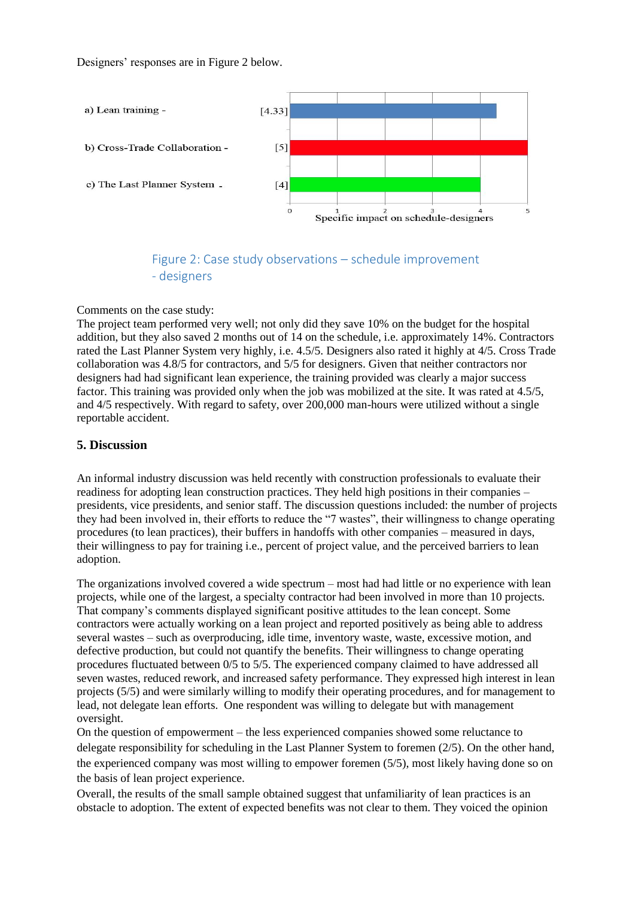Designers' responses are in Figure 2 below.

Figure 2: Case study observations – schedule improvement - designers

Comments on the case study:
The project team performed very well; not only did they save 10% on the budget for the hospital addition, but they also saved 2 months out of 14 on the schedule, i.e. approximately 14%. Contractors rated the Last Planner System very highly, i.e. 4.5/5. Designers also rated it highly at 4/5. Cross Trade collaboration was 4.8/5 for contractors, and 5/5 for designers. Given that neither contractors nor designers had had significant lean experience, the training provided was clearly a major success factor. This training was provided only when the job was mobilized at the site. It was rated at 4.5/5, and 4/5 respectively. With regard to safety, over 200,000 man-hours were utilized without a single reportable accident.

## 5. Discussion

An informal industry discussion was held recently with construction professionals to evaluate their readiness for adopting lean construction practices. They held high positions in their companies – presidents, vice presidents, and senior staff. The discussion questions included: the number of projects they had been involved in, their efforts to reduce the "7 wastes", their willingness to change operating procedures (to lean practices), their buffers in handoffs with other companies – measured in days, their willingness to pay for training i.e., percent of project value, and the perceived barriers to lean adoption.

The organizations involved covered a wide spectrum – most had had little or no experience with lean projects, while one of the largest, a specialty contractor had been involved in more than 10 projects. That company's comments displayed significant positive attitudes to the lean concept. Some contractors were actually working on a lean project and reported positively as being able to address several wastes – such as overproducing, idle time, inventory waste, waste, excessive motion, and defective production, but could not quantify the benefits. Their willingness to change operating procedures fluctuated between 0/5 to 5/5. The experienced company claimed to have addressed all seven wastes, reduced rework, and increased safety performance. They expressed high interest in lean projects (5/5) and were similarly willing to modify their operating procedures, and for management to lead, not delegate lean efforts. One respondent was willing to delegate but with management oversight.

On the question of empowerment – the less experienced companies showed some reluctance to delegate responsibility for scheduling in the Last Planner System to foremen (2/5). On the other hand, the experienced company was most willing to empower foremen (5/5), most likely having done so on the basis of lean project experience.

Overall, the results of the small sample obtained suggest that unfamiliarity of lean practices is an obstacle to adoption. The extent of expected benefits was not clear to them. They voiced the opinion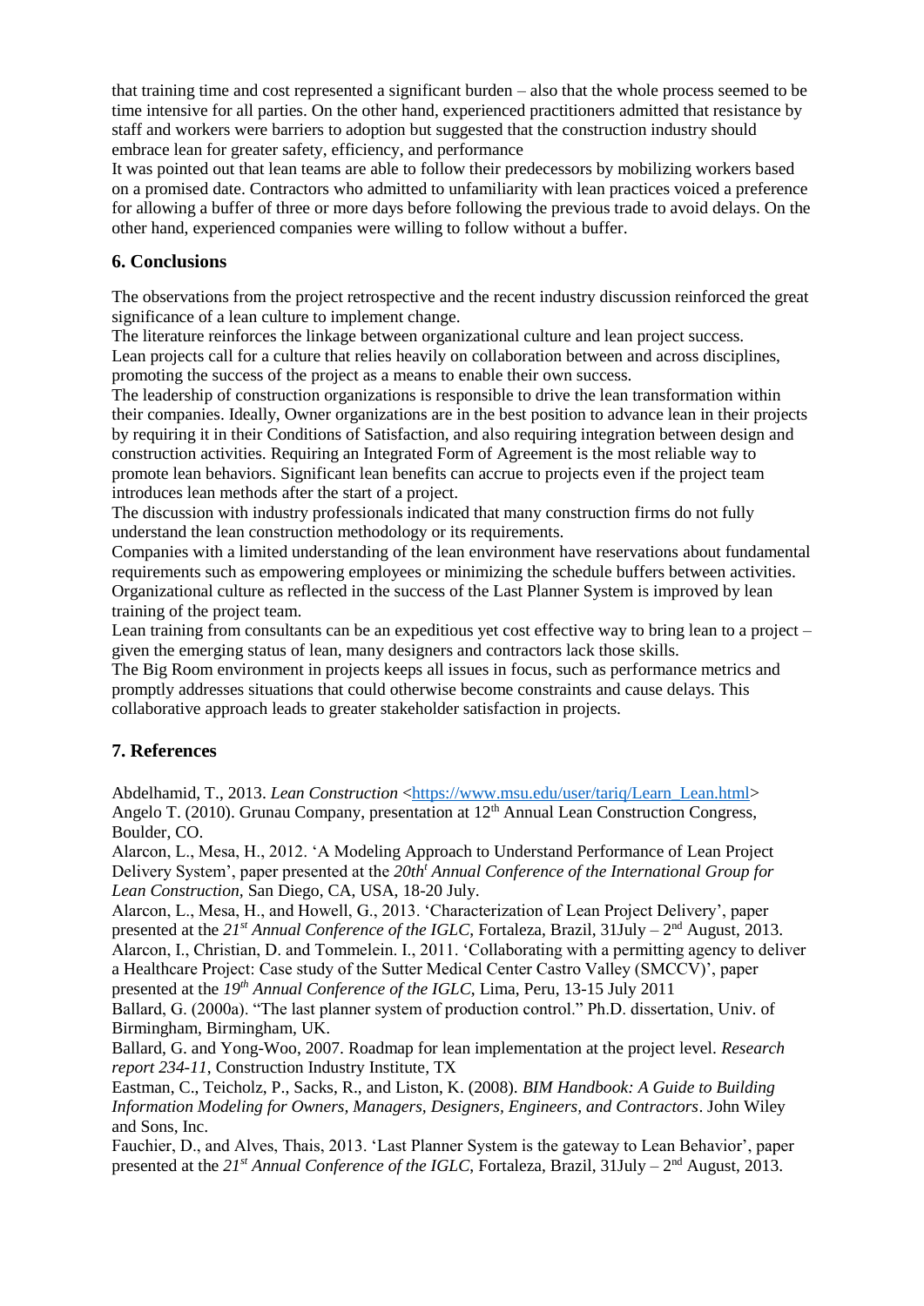that training time and cost represented a significant burden – also that the whole process seemed to be time intensive for all parties. On the other hand, experienced practitioners admitted that resistance by staff and workers were barriers to adoption but suggested that the construction industry should embrace lean for greater safety, efficiency, and performance

It was pointed out that lean teams are able to follow their predecessors by mobilizing workers based on a promised date. Contractors who admitted to unfamiliarity with lean practices voiced a preference for allowing a buffer of three or more days before following the previous trade to avoid delays. On the other hand, experienced companies were willing to follow without a buffer.

## 6. Conclusions

The observations from the project retrospective and the recent industry discussion reinforced the great significance of a lean culture to implement change.

The literature reinforces the linkage between organizational culture and lean project success.

Lean projects call for a culture that relies heavily on collaboration between and across disciplines, promoting the success of the project as a means to enable their own success.

The leadership of construction organizations is responsible to drive the lean transformation within their companies. Ideally, Owner organizations are in the best position to advance lean in their projects by requiring it in their Conditions of Satisfaction, and also requiring integration between design and construction activities. Requiring an Integrated Form of Agreement is the most reliable way to promote lean behaviors. Significant lean benefits can accrue to projects even if the project team introduces lean methods after the start of a project.

The discussion with industry professionals indicated that many construction firms do not fully understand the lean construction methodology or its requirements.

Companies with a limited understanding of the lean environment have reservations about fundamental requirements such as empowering employees or minimizing the schedule buffers between activities.

Organizational culture as reflected in the success of the Last Planner System is improved by lean training of the project team.

Lean training from consultants can be an expeditious yet cost effective way to bring lean to a project – given the emerging status of lean, many designers and contractors lack those skills.

The Big Room environment in projects keeps all issues in focus, such as performance metrics and promptly addresses situations that could otherwise become constraints and cause delays. This collaborative approach leads to greater stakeholder satisfaction in projects.

## 7. References

Abdelhamid, T., 2013. *Lean Construction* <https://www.msu.edu/user/tariq/Learn_Lean.html>

Angelo T. (2010). Grunau Company, presentation at 12th Annual Lean Construction Congress, Boulder, CO.

Alarcon, L., Mesa, H., 2012. 'A Modeling Approach to Understand Performance of Lean Project Delivery System', paper presented at the *20th Annual Conference of the International Group for Lean Construction*, San Diego, CA, USA, 18-20 July.

Alarcon, L., Mesa, H., and Howell, G., 2013. 'Characterization of Lean Project Delivery', paper presented at the *21st Annual Conference of the IGLC*, Fortaleza, Brazil, 31July – 2nd August, 2013.

Alarcon, I., Christian, D. and Tommelein. I., 2011. 'Collaborating with a permitting agency to deliver a Healthcare Project: Case study of the Sutter Medical Center Castro Valley (SMCCV)', paper presented at the *19th Annual Conference of the IGLC*, Lima, Peru, 13-15 July 2011

Ballard, G. (2000a). "The last planner system of production control." Ph.D. dissertation, Univ. of Birmingham, Birmingham, UK.

Ballard, G. and Yong-Woo, 2007. Roadmap for lean implementation at the project level. *Research report 234-11*, Construction Industry Institute, TX

Eastman, C., Teicholz, P., Sacks, R., and Liston, K. (2008). *BIM Handbook: A Guide to Building Information Modeling for Owners, Managers, Designers, Engineers, and Contractors*. John Wiley and Sons, Inc.

Fauchier, D., and Alves, Thais, 2013. 'Last Planner System is the gateway to Lean Behavior', paper presented at the *21st Annual Conference of the IGLC*, Fortaleza, Brazil, 31July – 2nd August, 2013.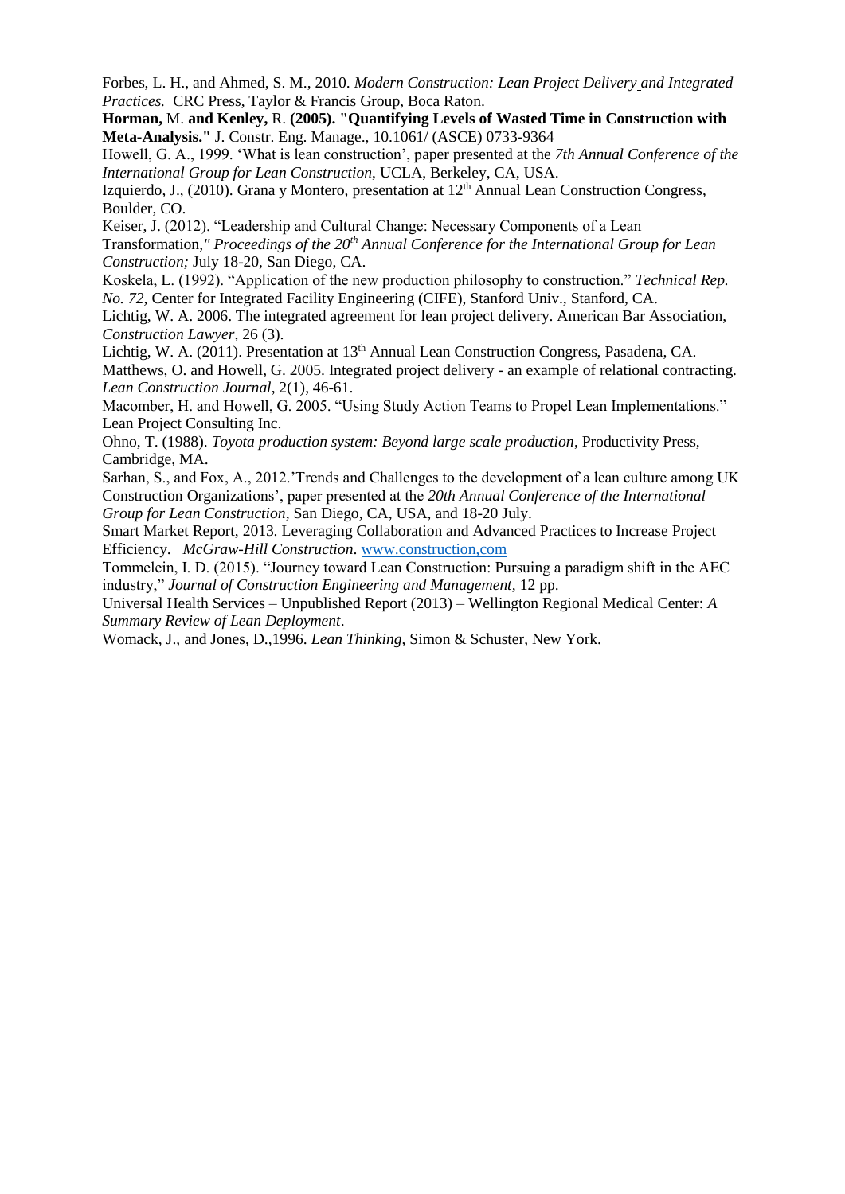Forbes, L. H., and Ahmed, S. M., 2010. *Modern Construction: Lean Project Delivery and Integrated Practices.* CRC Press, Taylor & Francis Group, Boca Raton.

**Horman,** M. **and Kenley,** R. **(2005). "Quantifying Levels of Wasted Time in Construction with Meta-Analysis."** J. Constr. Eng. Manage., 10.1061/ (ASCE) 0733-9364

Howell, G. A., 1999. 'What is lean construction', paper presented at the *7th Annual Conference of the International Group for Lean Construction*, UCLA, Berkeley, CA, USA.

Izquierdo, J., (2010). Grana y Montero, presentation at 12th Annual Lean Construction Congress, Boulder, CO.

Keiser, J. (2012). "Leadership and Cultural Change: Necessary Components of a Lean Transformation*," Proceedings of the 20th Annual Conference for the International Group for Lean Construction;* July 18-20, San Diego, CA.

Koskela, L. (1992). "Application of the new production philosophy to construction." *Technical Rep. No. 72*, Center for Integrated Facility Engineering (CIFE), Stanford Univ., Stanford, CA.

Lichtig, W. A. 2006. The integrated agreement for lean project delivery. American Bar Association, *Construction Lawyer*, 26 (3).

Lichtig, W. A. (2011). Presentation at 13th Annual Lean Construction Congress, Pasadena, CA.

Matthews, O. and Howell, G. 2005. Integrated project delivery - an example of relational contracting. *Lean Construction Journal*, 2(1), 46-61.

Macomber, H. and Howell, G. 2005. "Using Study Action Teams to Propel Lean Implementations." Lean Project Consulting Inc.

Ohno, T. (1988). *Toyota production system: Beyond large scale production*, Productivity Press, Cambridge, MA.

Sarhan, S., and Fox, A., 2012.'Trends and Challenges to the development of a lean culture among UK Construction Organizations', paper presented at the *20th Annual Conference of the International Group for Lean Construction*, San Diego, CA, USA, and 18-20 July.

Smart Market Report, 2013. Leveraging Collaboration and Advanced Practices to Increase Project Efficiency. *McGraw-Hill Construction*. www.construction,com

Tommelein, I. D. (2015). "Journey toward Lean Construction: Pursuing a paradigm shift in the AEC industry," *Journal of Construction Engineering and Management*, 12 pp.

Universal Health Services – Unpublished Report (2013) – Wellington Regional Medical Center: *A Summary Review of Lean Deployment*.

Womack, J., and Jones, D.,1996. *Lean Thinking*, Simon & Schuster, New York.